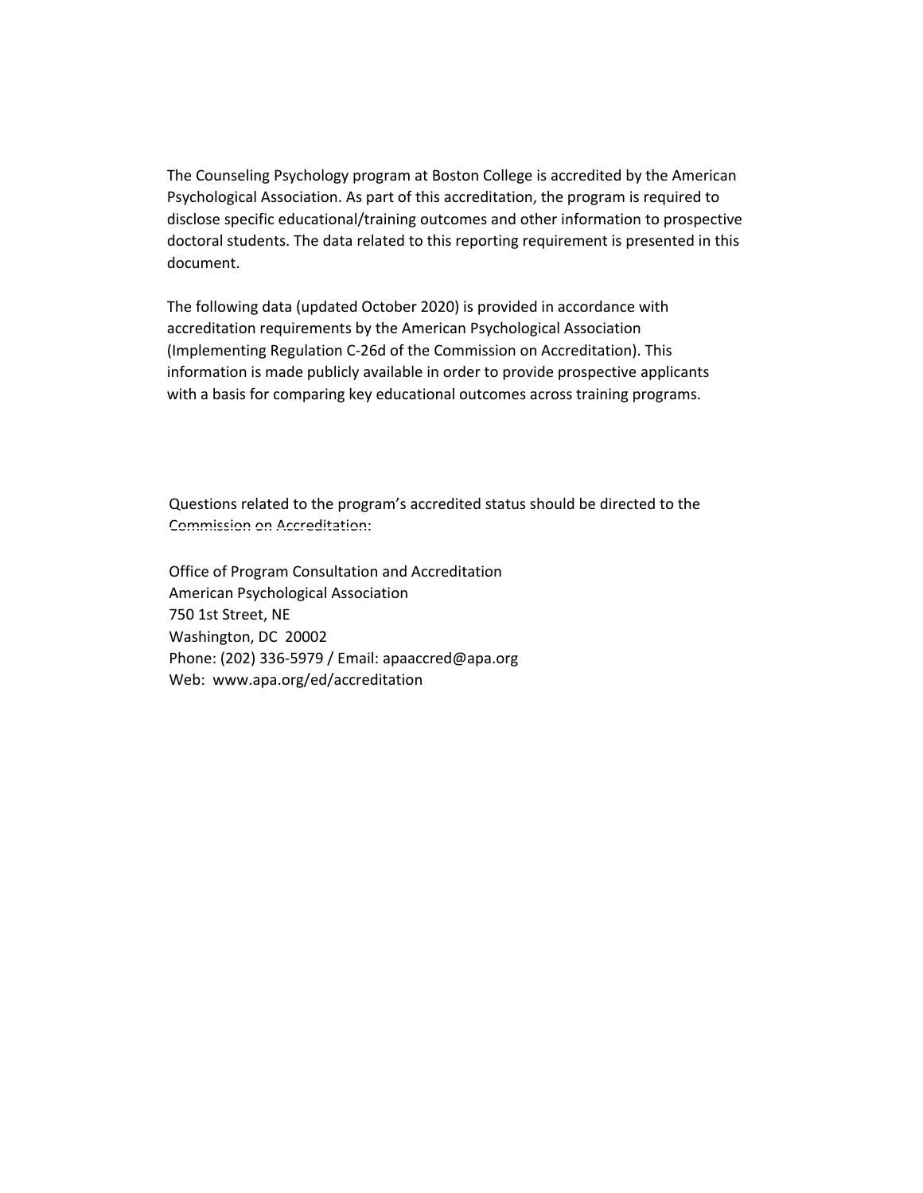The Counseling Psychology program at Boston College is accredited by the American Psychological Association. As part of this accreditation, the program is required to disclose specific educational/training outcomes and other information to prospective doctoral students. The data related to this reporting requirement is presented in this document.

The following data (updated October 2020) is provided in accordance with accreditation requirements by the American Psychological Association (Implementing Regulation C-26d of the Commission on Accreditation). This information is made publicly available in order to provide prospective applicants with a basis for comparing key educational outcomes across training programs.

Questions related to the program's accredited status should be directed to the Commission on Accreditation:

Office of Program Consultation and Accreditation
American Psychological Association
750 1st Street, NE
Washington, DC 20002
Phone: (202) 336-5979 / Email: apaaccred@apa.org
Web: www.apa.org/ed/accreditation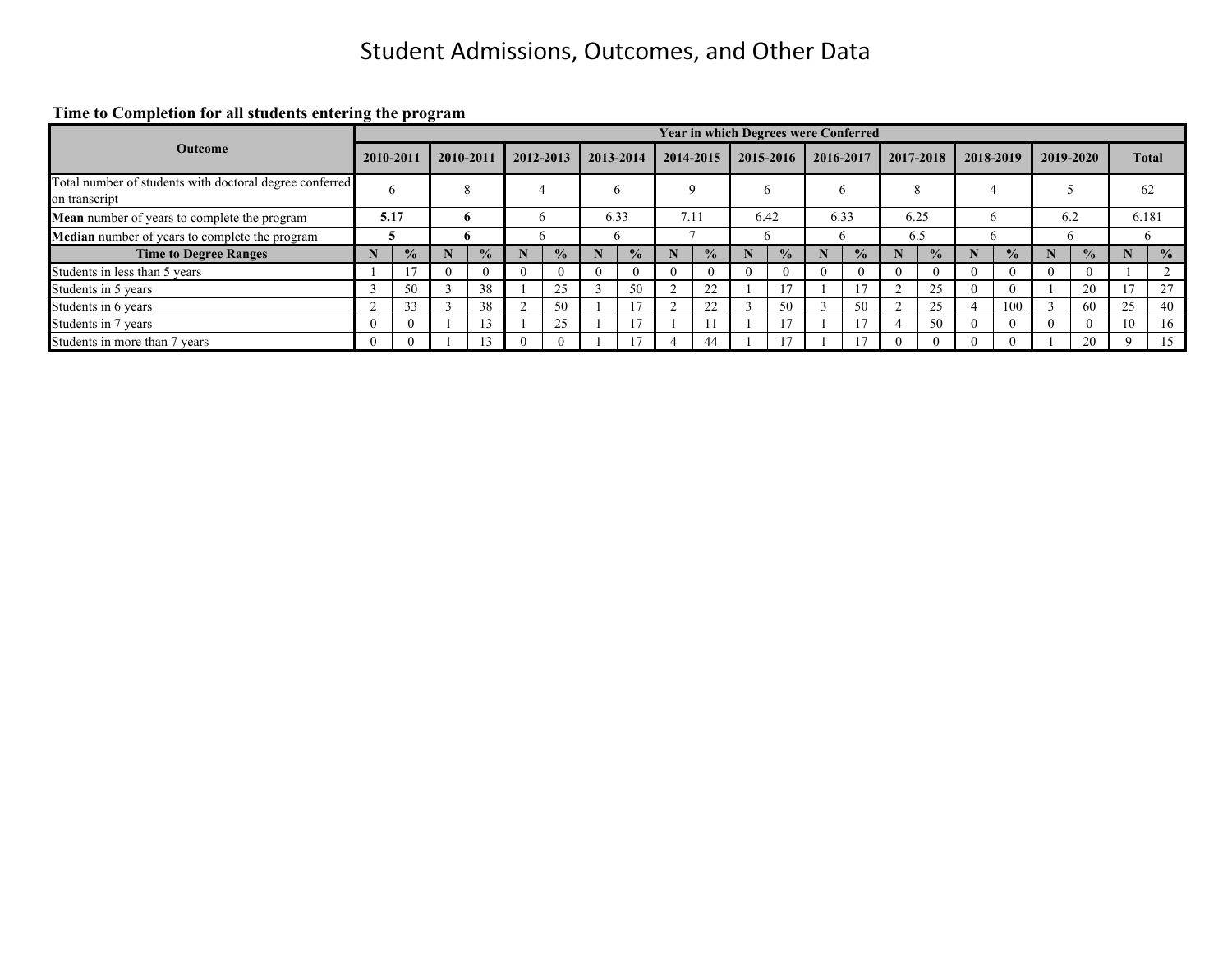# Student Admissions, Outcomes, and Other Data

**Time to Completion for all students entering the program**

| Outcome | Year in which Degrees were Conferred | | | | | | | | | | | | | | | | | | | | | |
|---|---|---|---|---|---|---|---|---|---|---|---|---|---|---|---|---|---|---|---|---|---|---|
| | 2010-2011 | | 2010-2011 | | 2012-2013 | | 2013-2014 | | 2014-2015 | | 2015-2016 | | 2016-2017 | | 2017-2018 | | 2018-2019 | | 2019-2020 | | Total | |
| Total number of students with doctoral degree conferred on transcript | 6 | | 8 | | 4 | | 6 | | 9 | | 6 | | 6 | | 8 | | 4 | | 5 | | 62 | |
| **Mean** number of years to complete the program | **5.17** | | **6** | | 6 | | 6.33 | | 7.11 | | 6.42 | | 6.33 | | 6.25 | | 6 | | 6.2 | | 6.181 | |
| **Median** number of years to complete the program | **5** | | **6** | | 6 | | 6 | | 7 | | 6 | | 6 | | 6.5 | | 6 | | 6 | | 6 | |
| **Time to Degree Ranges** | **N** | **%** | **N** | **%** | **N** | **%** | **N** | **%** | **N** | **%** | **N** | **%** | **N** | **%** | **N** | **%** | **N** | **%** | **N** | **%** | **N** | **%** |
| Students in less than 5 years | 1 | 17 | 0 | 0 | 0 | 0 | 0 | 0 | 0 | 0 | 0 | 0 | 0 | 0 | 0 | 0 | 0 | 0 | 0 | 0 | 1 | 2 |
| Students in 5 years | 3 | 50 | 3 | 38 | 1 | 25 | 3 | 50 | 2 | 22 | 1 | 17 | 1 | 17 | 2 | 25 | 0 | 0 | 1 | 20 | 17 | 27 |
| Students in 6 years | 2 | 33 | 3 | 38 | 2 | 50 | 1 | 17 | 2 | 22 | 3 | 50 | 3 | 50 | 2 | 25 | 4 | 100 | 3 | 60 | 25 | 40 |
| Students in 7 years | 0 | 0 | 1 | 13 | 1 | 25 | 1 | 17 | 1 | 11 | 1 | 17 | 1 | 17 | 4 | 50 | 0 | 0 | 0 | 0 | 10 | 16 |
| Students in more than 7 years | 0 | 0 | 1 | 13 | 0 | 0 | 1 | 17 | 4 | 44 | 1 | 17 | 1 | 17 | 0 | 0 | 0 | 0 | 1 | 20 | 9 | 15 |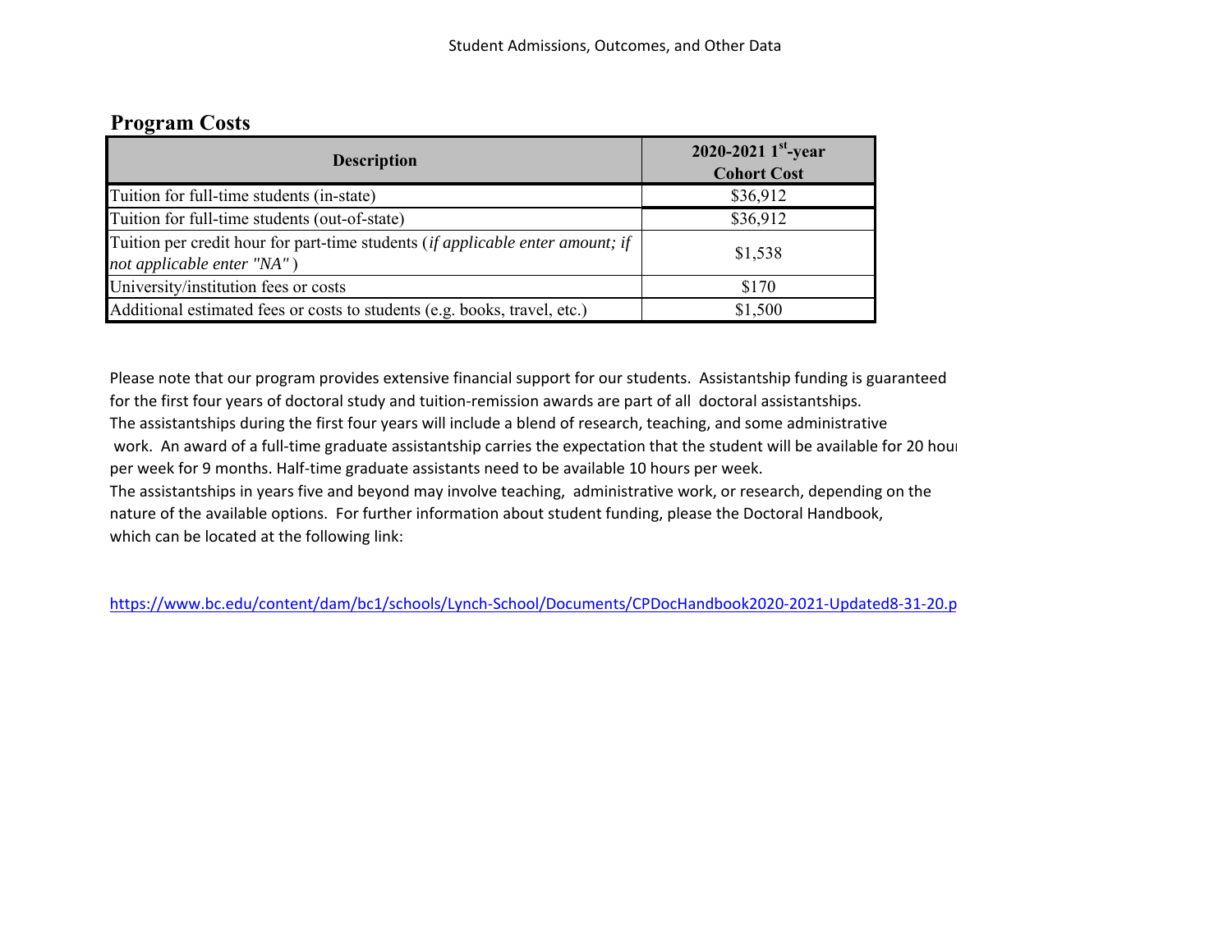## Program Costs

| Description | 2020-2021 1st-year Cohort Cost |
|---|---|
| Tuition for full-time students (in-state) | $36,912 |
| Tuition for full-time students (out-of-state) | $36,912 |
| Tuition per credit hour for part-time students (*if applicable enter amount; if not applicable enter "NA"*) | $1,538 |
| University/institution fees or costs | $170 |
| Additional estimated fees or costs to students (e.g. books, travel, etc.) | $1,500 |

Please note that our program provides extensive financial support for our students. Assistantship funding is guaranteed for the first four years of doctoral study and tuition-remission awards are part of all doctoral assistantships. The assistantships during the first four years will include a blend of research, teaching, and some administrative work. An award of a full-time graduate assistantship carries the expectation that the student will be available for 20 hour per week for 9 months. Half-time graduate assistants need to be available 10 hours per week. The assistantships in years five and beyond may involve teaching, administrative work, or research, depending on the nature of the available options. For further information about student funding, please the Doctoral Handbook, which can be located at the following link:

https://www.bc.edu/content/dam/bc1/schools/Lynch-School/Documents/CPDocHandbook2020-2021-Updated8-31-20.p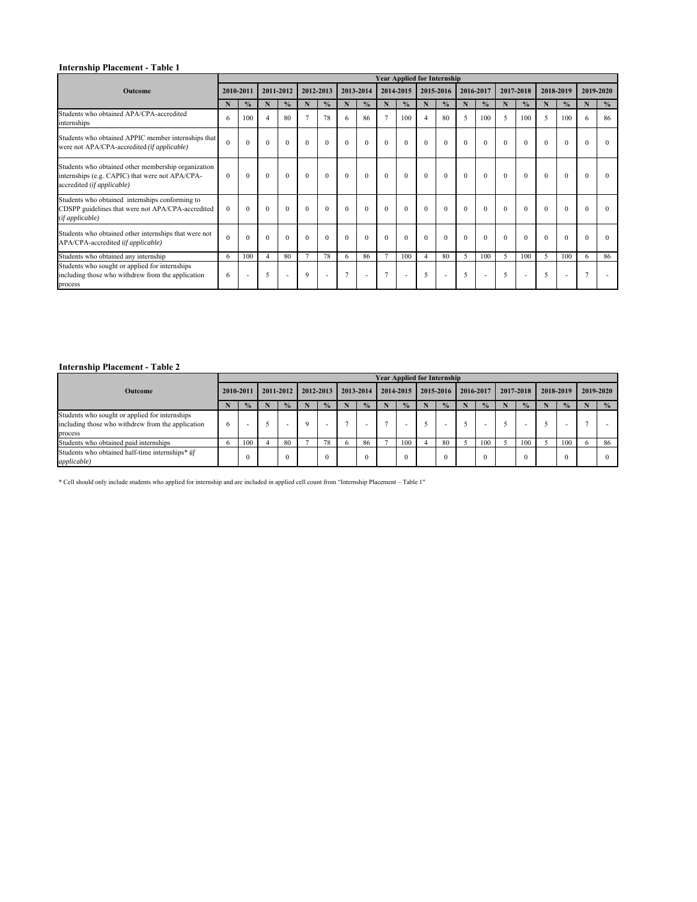**Internship Placement - Table 1**

| Outcome | Year Applied for Internship | | | | | | | | | | | | | | | | | | | |
|---|---|---|---|---|---|---|---|---|---|---|---|---|---|---|---|---|---|---|---|---|
| | 2010-2011 | | 2011-2012 | | 2012-2013 | | 2013-2014 | | 2014-2015 | | 2015-2016 | | 2016-2017 | | 2017-2018 | | 2018-2019 | | 2019-2020 | |
| | N | % | N | % | N | % | N | % | N | % | N | % | N | % | N | % | N | % | N | % |
| Students who obtained APA/CPA-accredited internships | 6 | 100 | 4 | 80 | 7 | 78 | 6 | 86 | 7 | 100 | 4 | 80 | 5 | 100 | 5 | 100 | 5 | 100 | 6 | 86 |
| Students who obtained APPIC member internships that were not APA/CPA-accredited *(if applicable)* | 0 | 0 | 0 | 0 | 0 | 0 | 0 | 0 | 0 | 0 | 0 | 0 | 0 | 0 | 0 | 0 | 0 | 0 | 0 | 0 |
| Students who obtained other membership organization internships (e.g. CAPIC) that were not APA/CPA-accredited (*if applicable*) | 0 | 0 | 0 | 0 | 0 | 0 | 0 | 0 | 0 | 0 | 0 | 0 | 0 | 0 | 0 | 0 | 0 | 0 | 0 | 0 |
| Students who obtained internships conforming to CDSPP guidelines that were not APA/CPA-accredited (*if applicable*) | 0 | 0 | 0 | 0 | 0 | 0 | 0 | 0 | 0 | 0 | 0 | 0 | 0 | 0 | 0 | 0 | 0 | 0 | 0 | 0 |
| Students who obtained other internships that were not APA/CPA-accredited (*if applicable*) | 0 | 0 | 0 | 0 | 0 | 0 | 0 | 0 | 0 | 0 | 0 | 0 | 0 | 0 | 0 | 0 | 0 | 0 | 0 | 0 |
| Students who obtained any internship | 6 | 100 | 4 | 80 | 7 | 78 | 6 | 86 | 7 | 100 | 4 | 80 | 5 | 100 | 5 | 100 | 5 | 100 | 6 | 86 |
| Students who sought or applied for internships including those who withdrew from the application process | 6 | - | 5 | - | 9 | - | 7 | - | 7 | - | 5 | - | 5 | - | 5 | - | 5 | - | 7 | - |

**Internship Placement - Table 2**

| Outcome | Year Applied for Internship | | | | | | | | | | | | | | | | | | | |
|---|---|---|---|---|---|---|---|---|---|---|---|---|---|---|---|---|---|---|---|---|
| | 2010-2011 | | 2011-2012 | | 2012-2013 | | 2013-2014 | | 2014-2015 | | 2015-2016 | | 2016-2017 | | 2017-2018 | | 2018-2019 | | 2019-2020 | |
| | N | % | N | % | N | % | N | % | N | % | N | % | N | % | N | % | N | % | N | % |
| Students who sought or applied for internships including those who withdrew from the application process | 6 | - | 5 | - | 9 | - | 7 | - | 7 | - | 5 | - | 5 | - | 5 | - | 5 | - | 7 | - |
| Students who obtained paid internships | 6 | 100 | 4 | 80 | 7 | 78 | 6 | 86 | 7 | 100 | 4 | 80 | 5 | 100 | 5 | 100 | 5 | 100 | 6 | 86 |
| Students who obtained half-time internships* (*if applicable)* | | 0 | | 0 | | 0 | | 0 | | 0 | | 0 | | 0 | | 0 | | 0 | | 0 |

* Cell should only include students who applied for internship and are included in applied cell count from "Internship Placement – Table 1"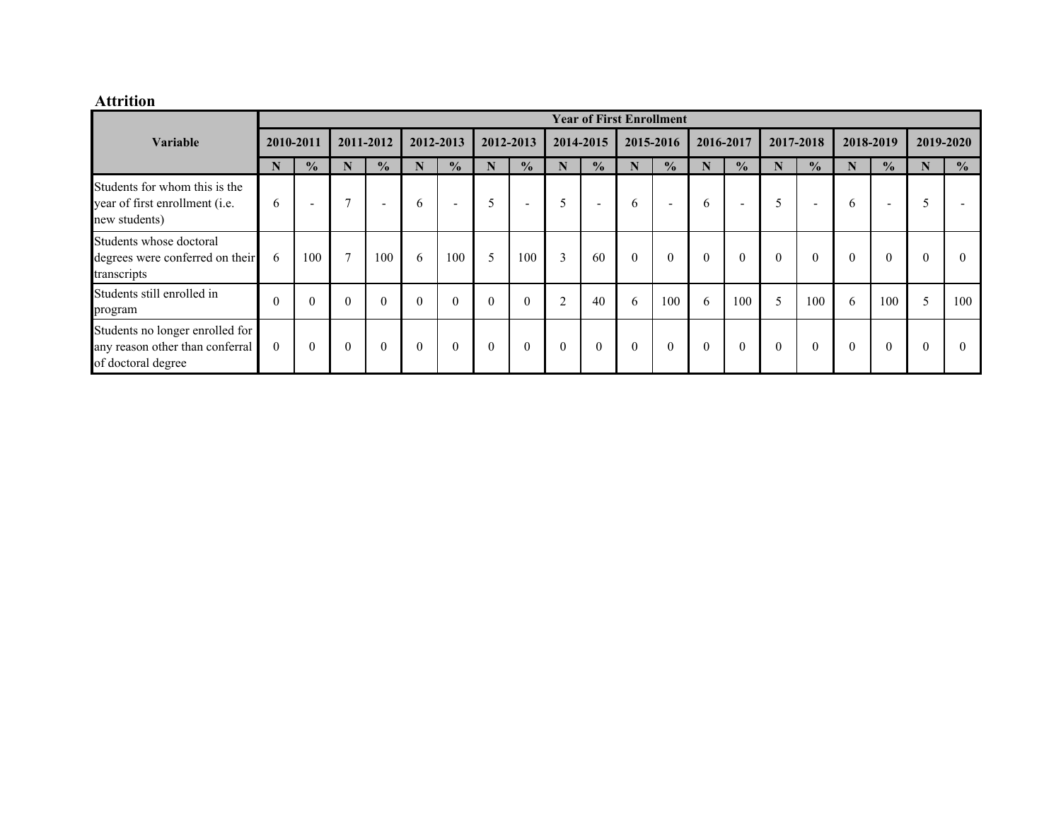**Attrition**

| Variable | Year of First Enrollment | | | | | | | | | | | | | | | | | | | |
|---|---|---|---|---|---|---|---|---|---|---|---|---|---|---|---|---|---|---|---|---|
| | 2010-2011 | | 2011-2012 | | 2012-2013 | | 2012-2013 | | 2014-2015 | | 2015-2016 | | 2016-2017 | | 2017-2018 | | 2018-2019 | | 2019-2020 | |
| | N | % | N | % | N | % | N | % | N | % | N | % | N | % | N | % | N | % | N | % |
| Students for whom this is the year of first enrollment (i.e. new students) | 6 | - | 7 | - | 6 | - | 5 | - | 5 | - | 6 | - | 6 | - | 5 | - | 6 | - | 5 | - |
| Students whose doctoral degrees were conferred on their transcripts | 6 | 100 | 7 | 100 | 6 | 100 | 5 | 100 | 3 | 60 | 0 | 0 | 0 | 0 | 0 | 0 | 0 | 0 | 0 | 0 |
| Students still enrolled in program | 0 | 0 | 0 | 0 | 0 | 0 | 0 | 0 | 2 | 40 | 6 | 100 | 6 | 100 | 5 | 100 | 6 | 100 | 5 | 100 |
| Students no longer enrolled for any reason other than conferral of doctoral degree | 0 | 0 | 0 | 0 | 0 | 0 | 0 | 0 | 0 | 0 | 0 | 0 | 0 | 0 | 0 | 0 | 0 | 0 | 0 | 0 |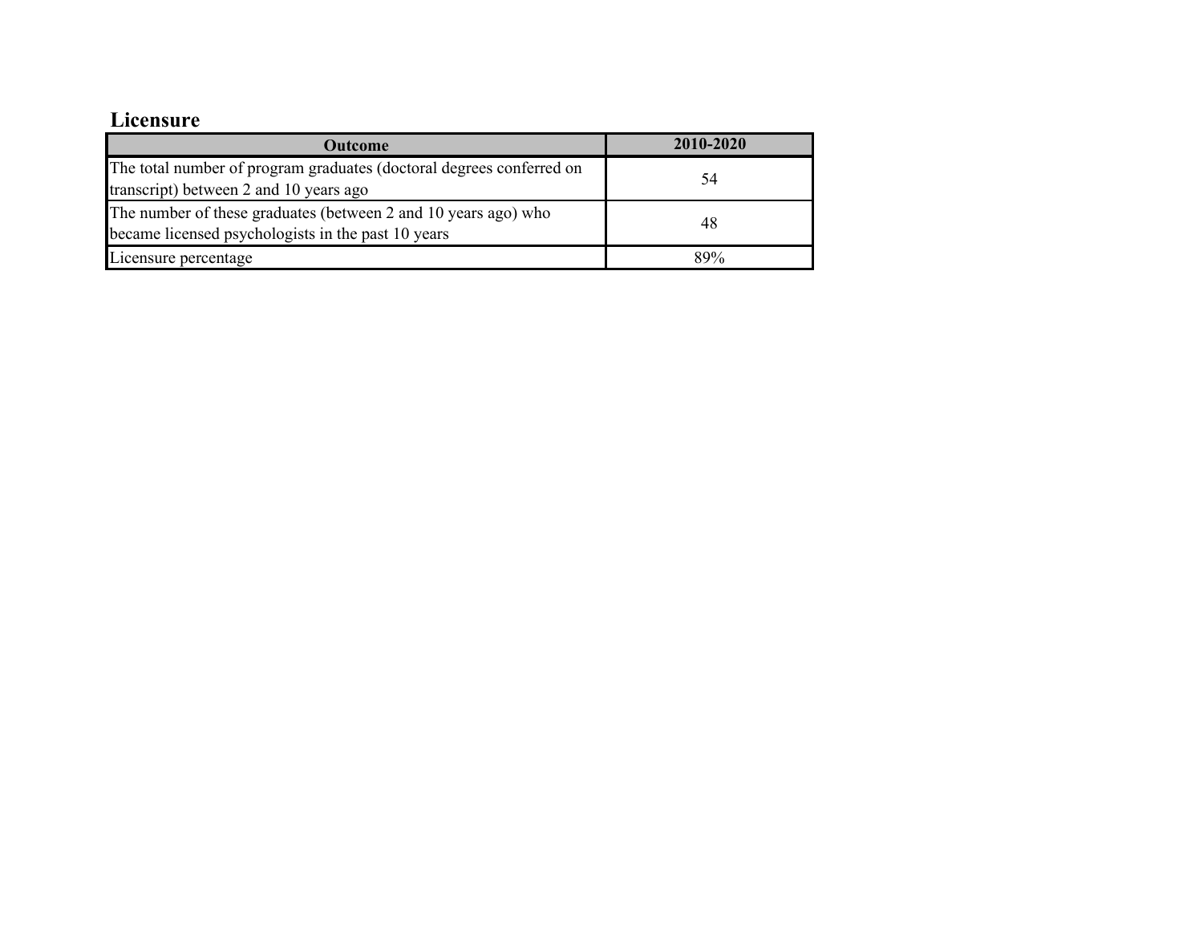## Licensure

| Outcome | 2010-2020 |
|---|---|
| The total number of program graduates (doctoral degrees conferred on transcript) between 2 and 10 years ago | 54 |
| The number of these graduates (between 2 and 10 years ago) who became licensed psychologists in the past 10 years | 48 |
| Licensure percentage | 89% |